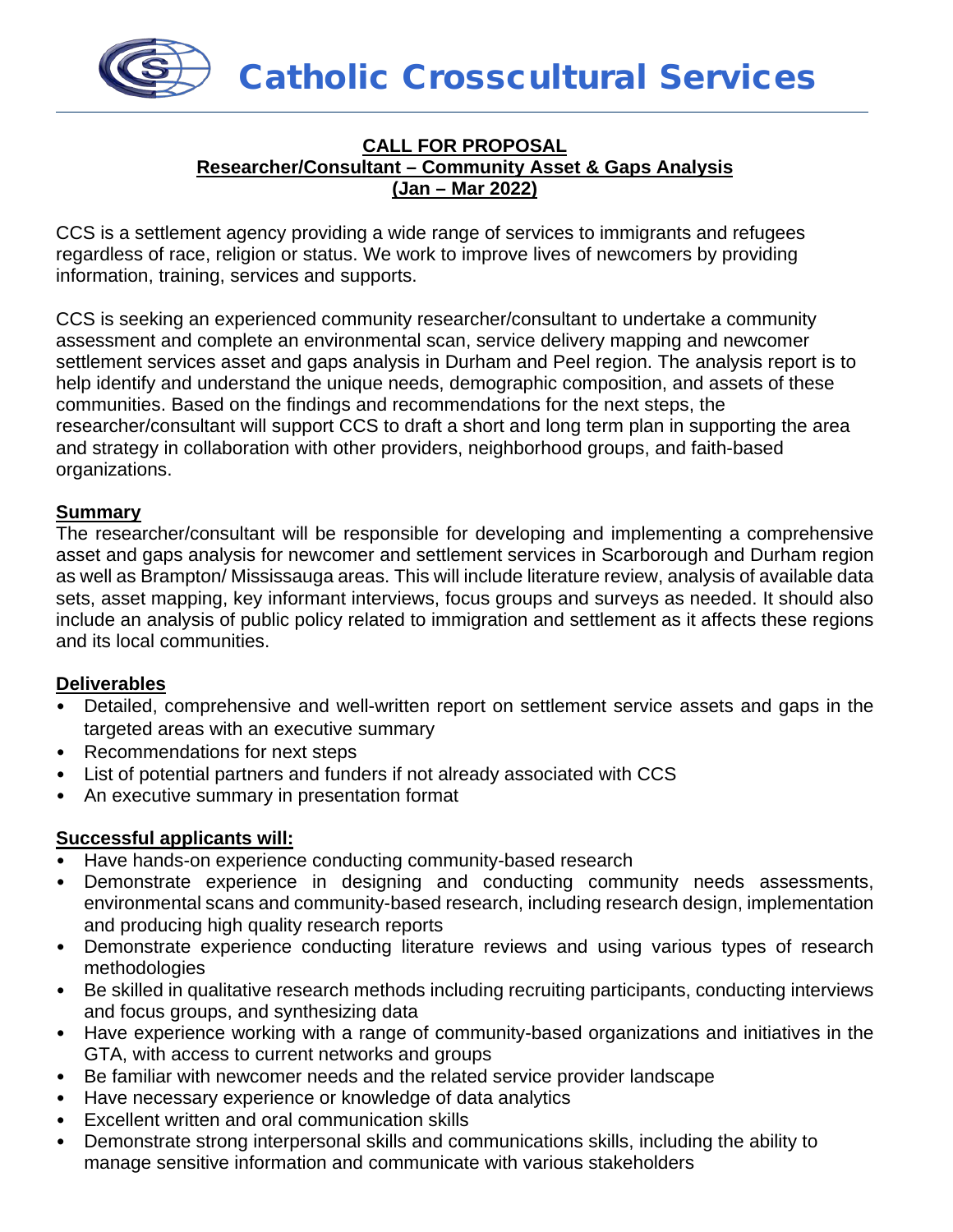# Catholic Crosscultural Services

## CALL FOR PROPOSAL
## Researcher/Consultant – Community Asset & Gaps Analysis
## (Jan – Mar 2022)

CCS is a settlement agency providing a wide range of services to immigrants and refugees regardless of race, religion or status. We work to improve lives of newcomers by providing information, training, services and supports.

CCS is seeking an experienced community researcher/consultant to undertake a community assessment and complete an environmental scan, service delivery mapping and newcomer settlement services asset and gaps analysis in Durham and Peel region. The analysis report is to help identify and understand the unique needs, demographic composition, and assets of these communities. Based on the findings and recommendations for the next steps, the researcher/consultant will support CCS to draft a short and long term plan in supporting the area and strategy in collaboration with other providers, neighborhood groups, and faith-based organizations.

### Summary

The researcher/consultant will be responsible for developing and implementing a comprehensive asset and gaps analysis for newcomer and settlement services in Scarborough and Durham region as well as Brampton/ Mississauga areas. This will include literature review, analysis of available data sets, asset mapping, key informant interviews, focus groups and surveys as needed. It should also include an analysis of public policy related to immigration and settlement as it affects these regions and its local communities.

### Deliverables

- Detailed, comprehensive and well-written report on settlement service assets and gaps in the targeted areas with an executive summary
- Recommendations for next steps
- List of potential partners and funders if not already associated with CCS
- An executive summary in presentation format

### Successful applicants will:

- Have hands-on experience conducting community-based research
- Demonstrate experience in designing and conducting community needs assessments, environmental scans and community-based research, including research design, implementation and producing high quality research reports
- Demonstrate experience conducting literature reviews and using various types of research methodologies
- Be skilled in qualitative research methods including recruiting participants, conducting interviews and focus groups, and synthesizing data
- Have experience working with a range of community-based organizations and initiatives in the GTA, with access to current networks and groups
- Be familiar with newcomer needs and the related service provider landscape
- Have necessary experience or knowledge of data analytics
- Excellent written and oral communication skills
- Demonstrate strong interpersonal skills and communications skills, including the ability to manage sensitive information and communicate with various stakeholders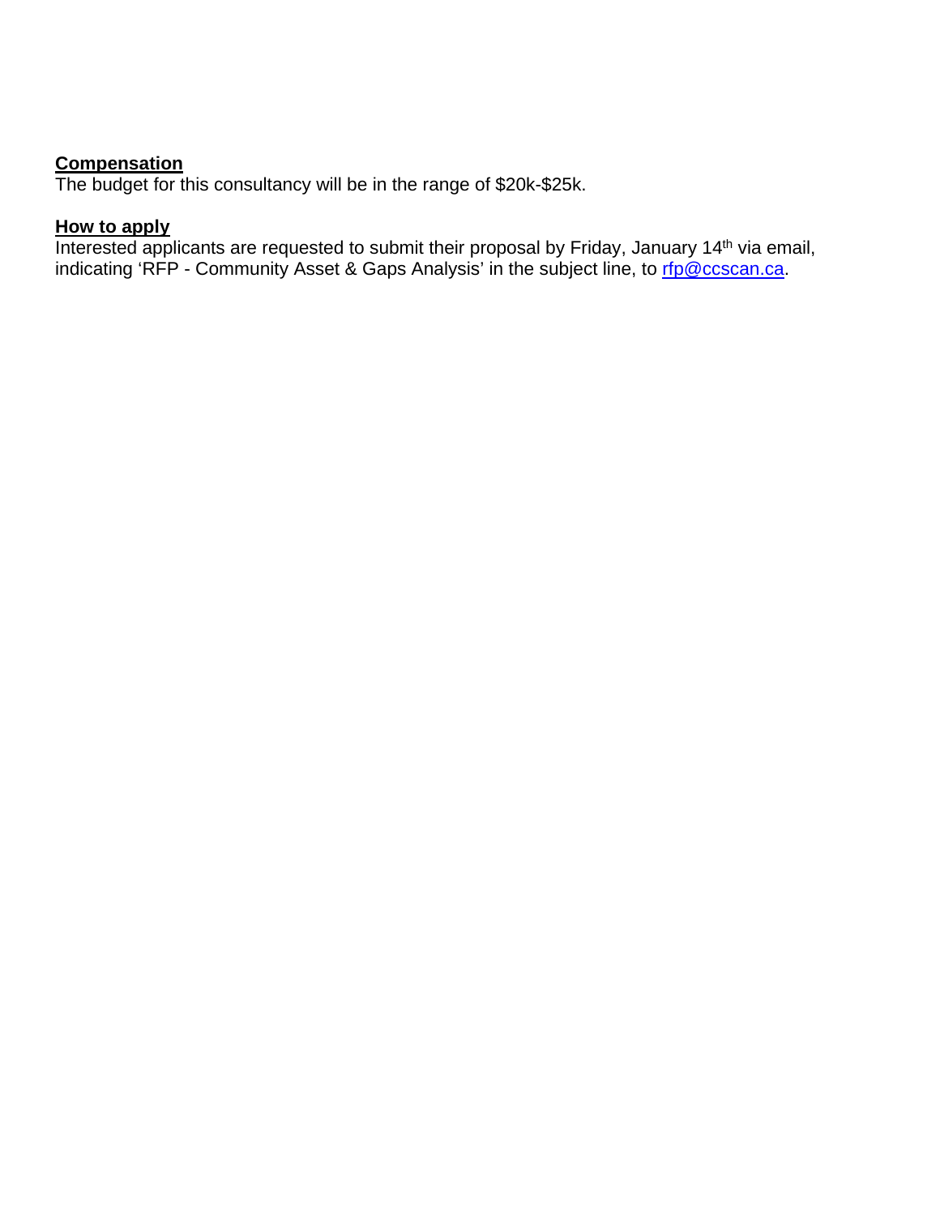**Compensation**
The budget for this consultancy will be in the range of $20k-$25k.

**How to apply**
Interested applicants are requested to submit their proposal by Friday, January 14th via email, indicating 'RFP - Community Asset & Gaps Analysis' in the subject line, to rfp@ccscan.ca.